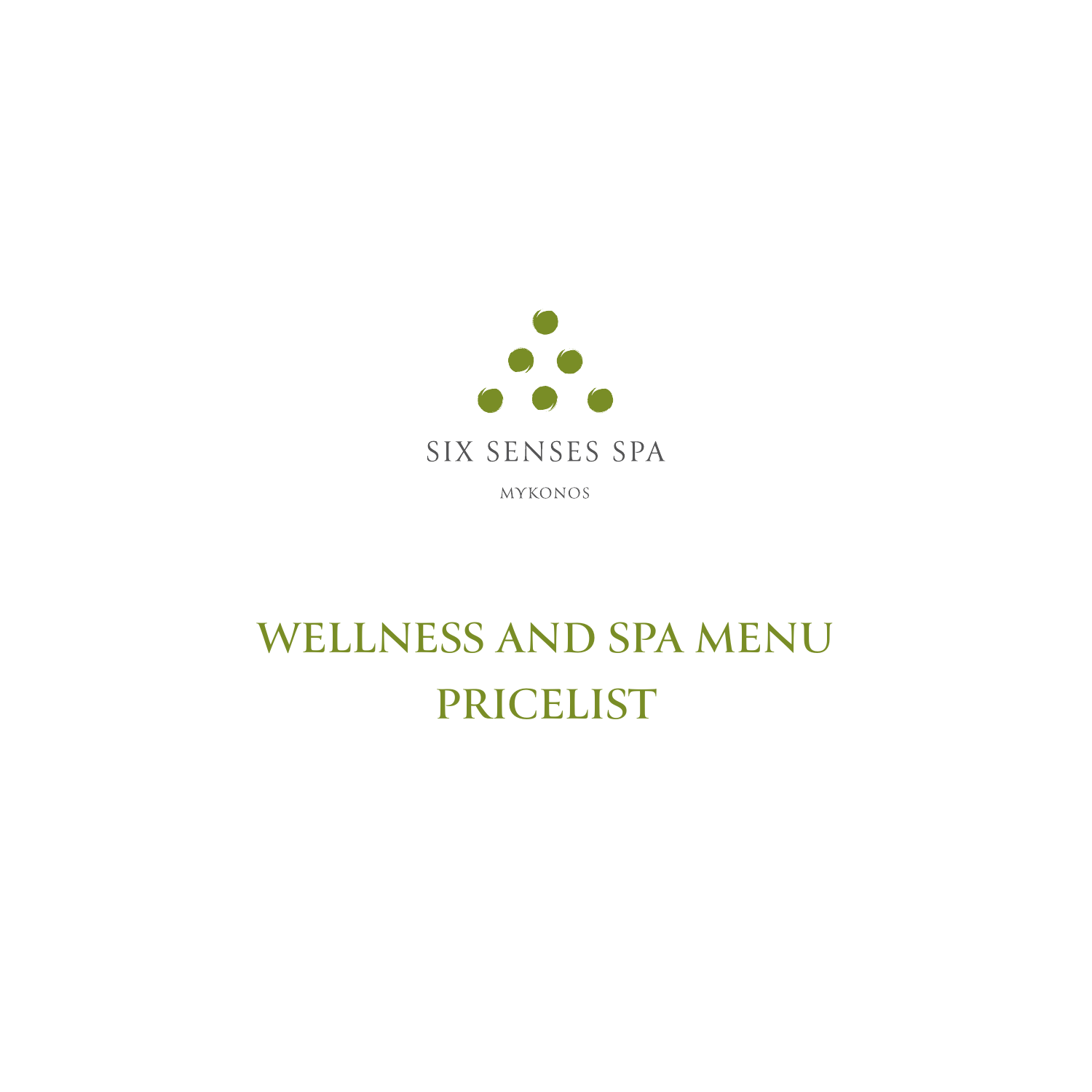SIX SENSES SPA

MYKONOS

# WELLNESS AND SPA MENU PRICELIST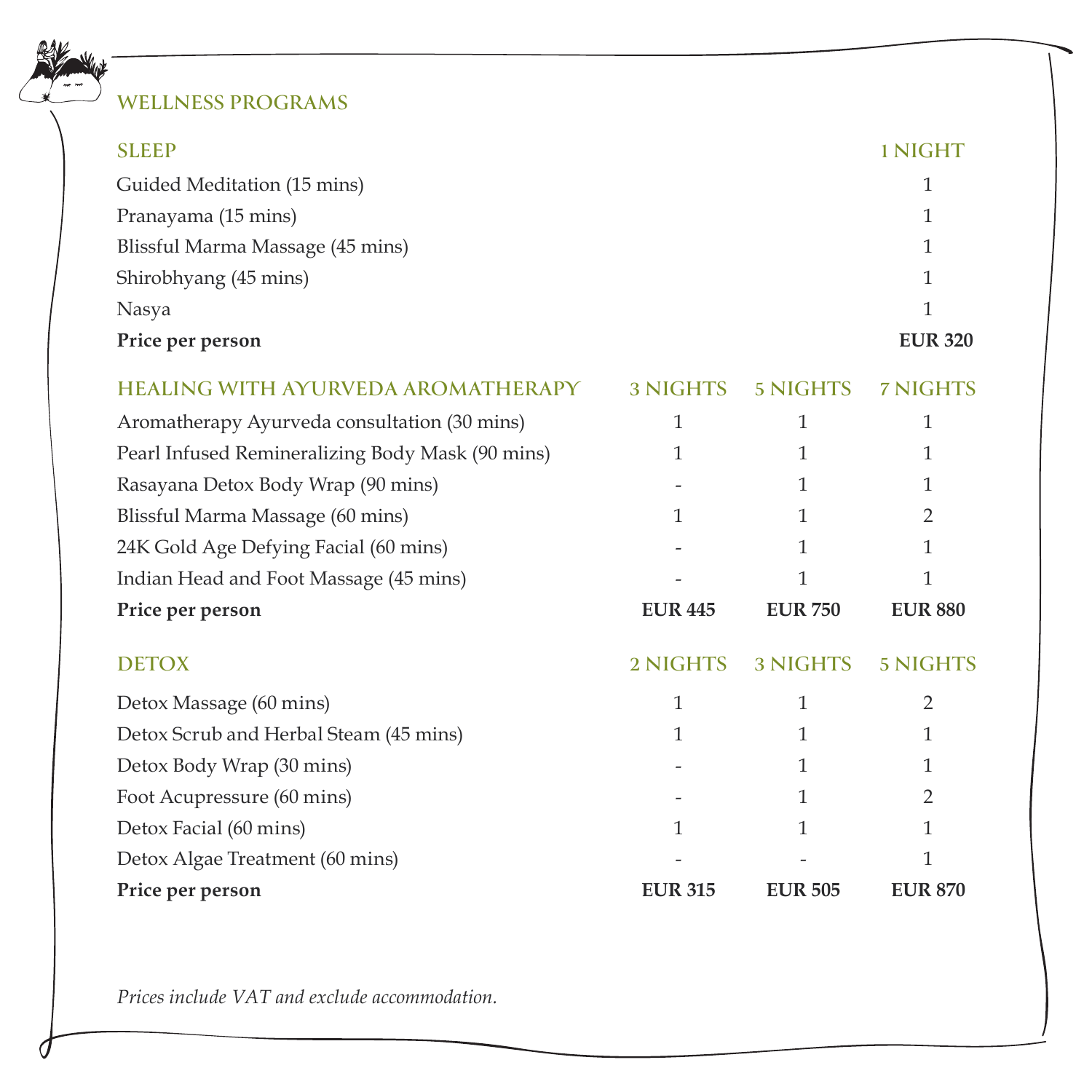## WELLNESS PROGRAMS

| SLEEP | 1 NIGHT |
|---|---|
| Guided Meditation (15 mins) | 1 |
| Pranayama (15 mins) | 1 |
| Blissful Marma Massage (45 mins) | 1 |
| Shirobhyang (45 mins) | 1 |
| Nasya | 1 |
| **Price per person** | **EUR 320** |

| HEALING WITH AYURVEDA AROMATHERAPY | 3 NIGHTS | 5 NIGHTS | 7 NIGHTS |
|---|---|---|---|
| Aromatherapy Ayurveda consultation (30 mins) | 1 | 1 | 1 |
| Pearl Infused Remineralizing Body Mask (90 mins) | 1 | 1 | 1 |
| Rasayana Detox Body Wrap (90 mins) | - | 1 | 1 |
| Blissful Marma Massage (60 mins) | 1 | 1 | 2 |
| 24K Gold Age Defying Facial (60 mins) | - | 1 | 1 |
| Indian Head and Foot Massage (45 mins) | - | 1 | 1 |
| **Price per person** | **EUR 445** | **EUR 750** | **EUR 880** |

| DETOX | 2 NIGHTS | 3 NIGHTS | 5 NIGHTS |
|---|---|---|---|
| Detox Massage (60 mins) | 1 | 1 | 2 |
| Detox Scrub and Herbal Steam (45 mins) | 1 | 1 | 1 |
| Detox Body Wrap (30 mins) | - | 1 | 1 |
| Foot Acupressure (60 mins) | - | 1 | 2 |
| Detox Facial (60 mins) | 1 | 1 | 1 |
| Detox Algae Treatment (60 mins) | - | - | 1 |
| **Price per person** | **EUR 315** | **EUR 505** | **EUR 870** |

*Prices include VAT and exclude accommodation.*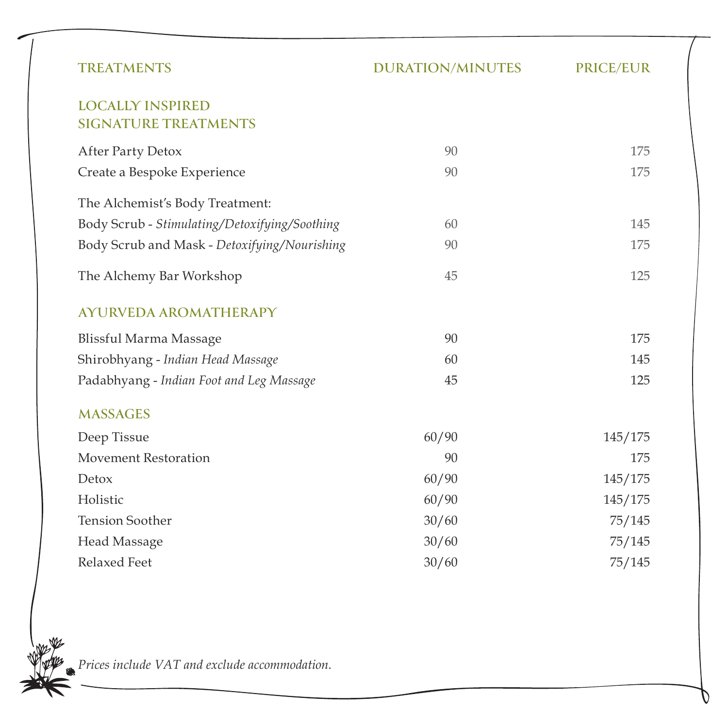| TREATMENTS | DURATION/MINUTES | PRICE/EUR |
|---|---|---|
| **LOCALLY INSPIRED SIGNATURE TREATMENTS** | | |
| After Party Detox | 90 | 175 |
| Create a Bespoke Experience | 90 | 175 |
| The Alchemist's Body Treatment: | | |
| Body Scrub - *Stimulating/Detoxifying/Soothing* | 60 | 145 |
| Body Scrub and Mask - *Detoxifying/Nourishing* | 90 | 175 |
| The Alchemy Bar Workshop | 45 | 125 |
| **AYURVEDA AROMATHERAPY** | | |
| Blissful Marma Massage | 90 | 175 |
| Shirobhyang - *Indian Head Massage* | 60 | 145 |
| Padabhyang - *Indian Foot and Leg Massage* | 45 | 125 |
| **MASSAGES** | | |
| Deep Tissue | 60/90 | 145/175 |
| Movement Restoration | 90 | 175 |
| Detox | 60/90 | 145/175 |
| Holistic | 60/90 | 145/175 |
| Tension Soother | 30/60 | 75/145 |
| Head Massage | 30/60 | 75/145 |
| Relaxed Feet | 30/60 | 75/145 |

*Prices include VAT and exclude accommodation.*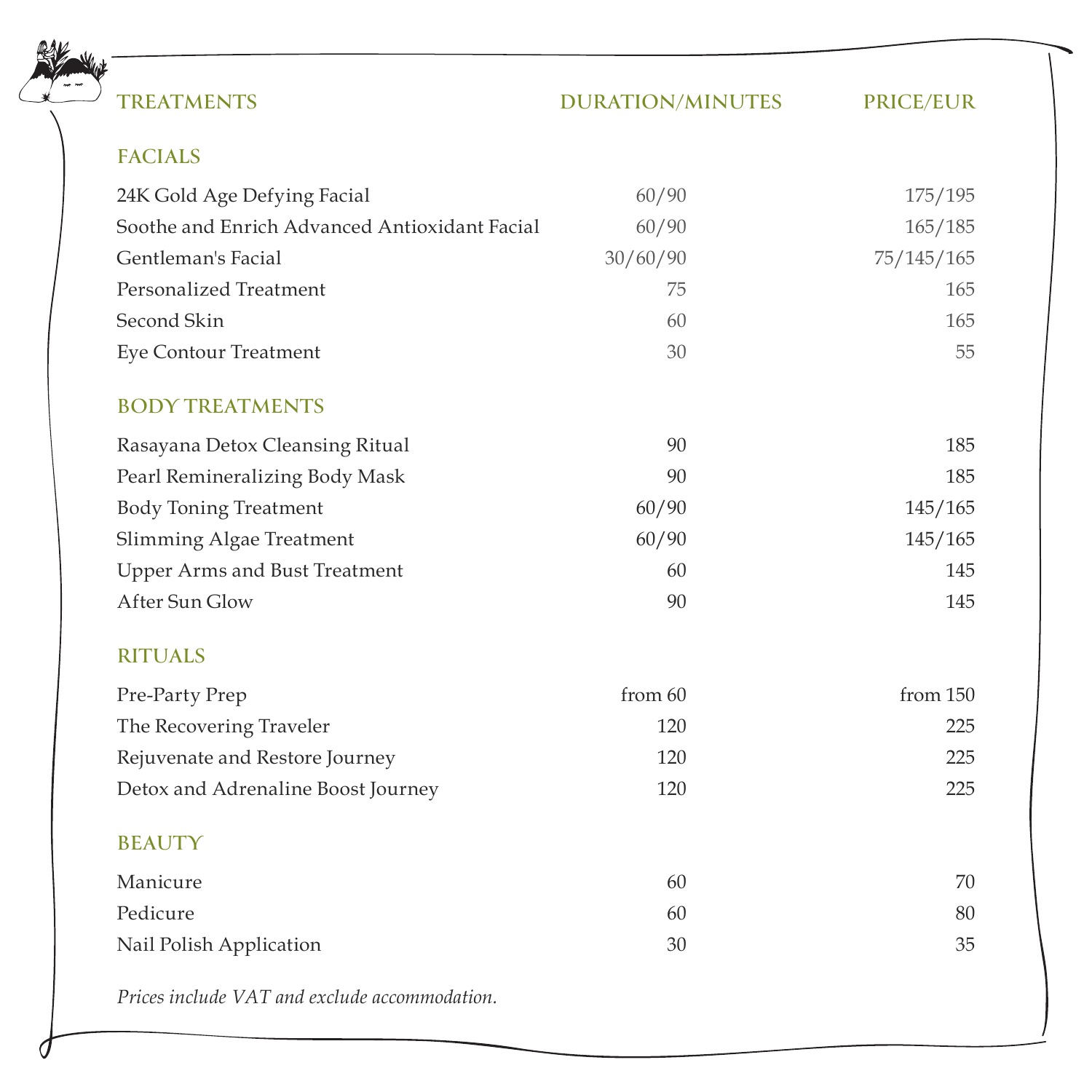| TREATMENTS | DURATION/MINUTES | PRICE/EUR |
|---|---|---|
| **FACIALS** | | |
| 24K Gold Age Defying Facial | 60/90 | 175/195 |
| Soothe and Enrich Advanced Antioxidant Facial | 60/90 | 165/185 |
| Gentleman's Facial | 30/60/90 | 75/145/165 |
| Personalized Treatment | 75 | 165 |
| Second Skin | 60 | 165 |
| Eye Contour Treatment | 30 | 55 |
| **BODY TREATMENTS** | | |
| Rasayana Detox Cleansing Ritual | 90 | 185 |
| Pearl Remineralizing Body Mask | 90 | 185 |
| Body Toning Treatment | 60/90 | 145/165 |
| Slimming Algae Treatment | 60/90 | 145/165 |
| Upper Arms and Bust Treatment | 60 | 145 |
| After Sun Glow | 90 | 145 |
| **RITUALS** | | |
| Pre-Party Prep | from 60 | from 150 |
| The Recovering Traveler | 120 | 225 |
| Rejuvenate and Restore Journey | 120 | 225 |
| Detox and Adrenaline Boost Journey | 120 | 225 |
| **BEAUTY** | | |
| Manicure | 60 | 70 |
| Pedicure | 60 | 80 |
| Nail Polish Application | 30 | 35 |

*Prices include VAT and exclude accommodation.*